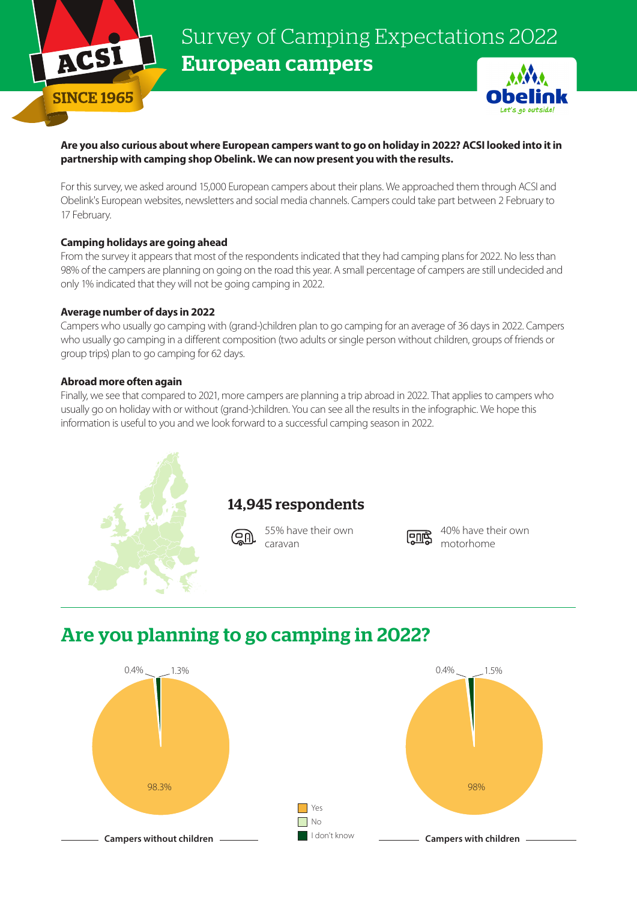# Survey of Camping Expectations 2022

## European campers

**Are you also curious about where European campers want to go on holiday in 2022? ACSI looked into it in partnership with camping shop Obelink. We can now present you with the results.**

For this survey, we asked around 15,000 European campers about their plans. We approached them through ACSI and Obelink's European websites, newsletters and social media channels. Campers could take part between 2 February to 17 February.

**Camping holidays are going ahead**

From the survey it appears that most of the respondents indicated that they had camping plans for 2022. No less than 98% of the campers are planning on going on the road this year. A small percentage of campers are still undecided and only 1% indicated that they will not be going camping in 2022.

**Average number of days in 2022**

Campers who usually go camping with (grand-)children plan to go camping for an average of 36 days in 2022. Campers who usually go camping in a different composition (two adults or single person without children, groups of friends or group trips) plan to go camping for 62 days.

**Abroad more often again**

Finally, we see that compared to 2021, more campers are planning a trip abroad in 2022. That applies to campers who usually go on holiday with or without (grand-)children. You can see all the results in the infographic. We hope this information is useful to you and we look forward to a successful camping season in 2022.

### 14,945 respondents

55% have their own caravan

40% have their own motorhome

## Are you planning to go camping in 2022?

| | Yes | No | I don't know |
|---|---|---|---|
| Campers without children | 98.3% | 0.4% | 1.3% |
| Campers with children | 98% | 0.4% | 1.5% |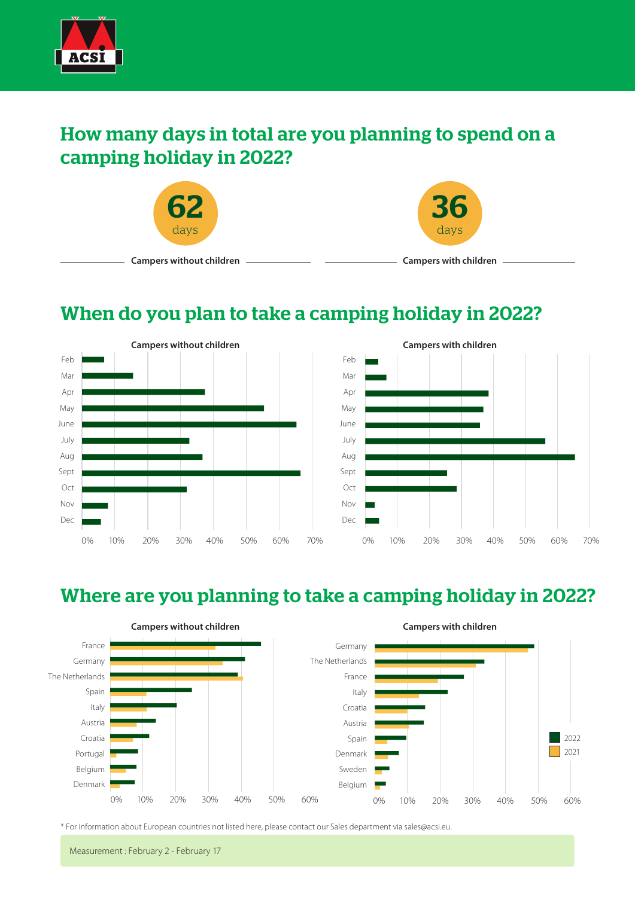## How many days in total are you planning to spend on a camping holiday in 2022?

62 days

Campers without children

36 days

Campers with children

## When do you plan to take a camping holiday in 2022?

Campers without children

Feb
Mar
Apr
May
June
July
Aug
Sept
Oct
Nov
Dec

0% 10% 20% 30% 40% 50% 60% 70%

Campers with children

Feb
Mar
Apr
May
June
July
Aug
Sept
Oct
Nov
Dec

0% 10% 20% 30% 40% 50% 60% 70%

## Where are you planning to take a camping holiday in 2022?

Campers without children

France
Germany
The Netherlands
Spain
Italy
Austria
Croatia
Portugal
Belgium
Denmark

0% 10% 20% 30% 40% 50% 60%

Campers with children

Germany
The Netherlands
France
Italy
Croatia
Austria
Spain
Denmark
Sweden
Belgium

0% 10% 20% 30% 40% 50% 60%

2022
2021

* For information about European countries not listed here, please contact our Sales department via sales@acsi.eu.

Measurement : February 2 - February 17